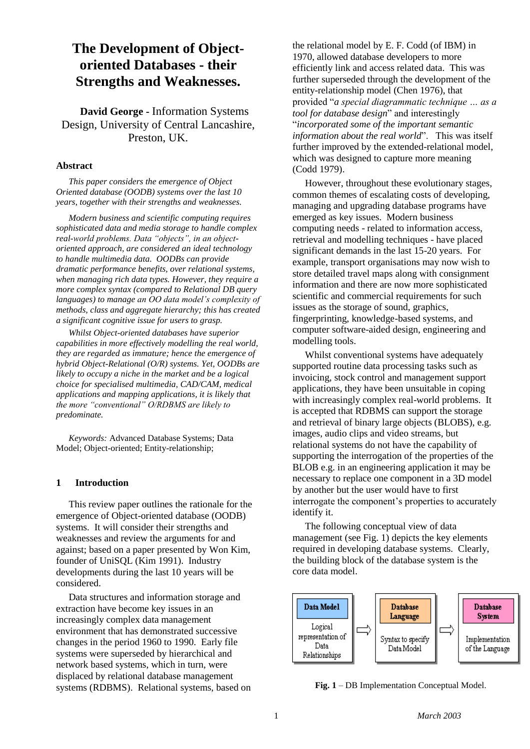# The Development of Object-oriented Databases - their Strengths and Weaknesses.

**David George** - Information Systems Design, University of Central Lancashire, Preston, UK.

#### Abstract

*This paper considers the emergence of Object Oriented database (OODB) systems over the last 10 years, together with their strengths and weaknesses.*

*Modern business and scientific computing requires sophisticated data and media storage to handle complex real-world problems. Data "objects", in an object-oriented approach, are considered an ideal technology to handle multimedia data. OODBs can provide dramatic performance benefits, over relational systems, when managing rich data types. However, they require a more complex syntax (compared to Relational DB query languages) to manage an OO data model's complexity of methods, class and aggregate hierarchy; this has created a significant cognitive issue for users to grasp.*

*Whilst Object-oriented databases have superior capabilities in more effectively modelling the real world, they are regarded as immature; hence the emergence of hybrid Object-Relational (O/R) systems. Yet, OODBs are likely to occupy a niche in the market and be a logical choice for specialised multimedia, CAD/CAM, medical applications and mapping applications, it is likely that the more "conventional" O/RDBMS are likely to predominate.*

*Keywords:* Advanced Database Systems; Data Model; Object-oriented; Entity-relationship;

## 1 Introduction

This review paper outlines the rationale for the emergence of Object-oriented database (OODB) systems. It will consider their strengths and weaknesses and review the arguments for and against; based on a paper presented by Won Kim, founder of UniSQL (Kim 1991). Industry developments during the last 10 years will be considered.

Data structures and information storage and extraction have become key issues in an increasingly complex data management environment that has demonstrated successive changes in the period 1960 to 1990. Early file systems were superseded by hierarchical and network based systems, which in turn, were displaced by relational database management systems (RDBMS). Relational systems, based on the relational model by E. F. Codd (of IBM) in 1970, allowed database developers to more efficiently link and access related data. This was further superseded through the development of the entity-relationship model (Chen 1976), that provided "*a special diagrammatic technique … as a tool for database design*" and interestingly "*incorporated some of the important semantic information about the real world*". This was itself further improved by the extended-relational model, which was designed to capture more meaning (Codd 1979).

However, throughout these evolutionary stages, common themes of escalating costs of developing, managing and upgrading database programs have emerged as key issues. Modern business computing needs - related to information access, retrieval and modelling techniques - have placed significant demands in the last 15-20 years. For example, transport organisations may now wish to store detailed travel maps along with consignment information and there are now more sophisticated scientific and commercial requirements for such issues as the storage of sound, graphics, fingerprinting, knowledge-based systems, and computer software-aided design, engineering and modelling tools.

Whilst conventional systems have adequately supported routine data processing tasks such as invoicing, stock control and management support applications, they have been unsuitable in coping with increasingly complex real-world problems. It is accepted that RDBMS can support the storage and retrieval of binary large objects (BLOBS), e.g. images, audio clips and video streams, but relational systems do not have the capability of supporting the interrogation of the properties of the BLOB e.g. in an engineering application it may be necessary to replace one component in a 3D model by another but the user would have to first interrogate the component's properties to accurately identify it.

The following conceptual view of data management (see Fig. 1) depicts the key elements required in developing database systems. Clearly, the building block of the database system is the core data model.

| Data Model | | Database Language | | Database System |
|---|---|---|---|---|
| Logical representation of Data Relationships | ⇨ | Syntax to specify Data Model | ⇨ | Implementation of the Language |

**Fig. 1** – DB Implementation Conceptual Model.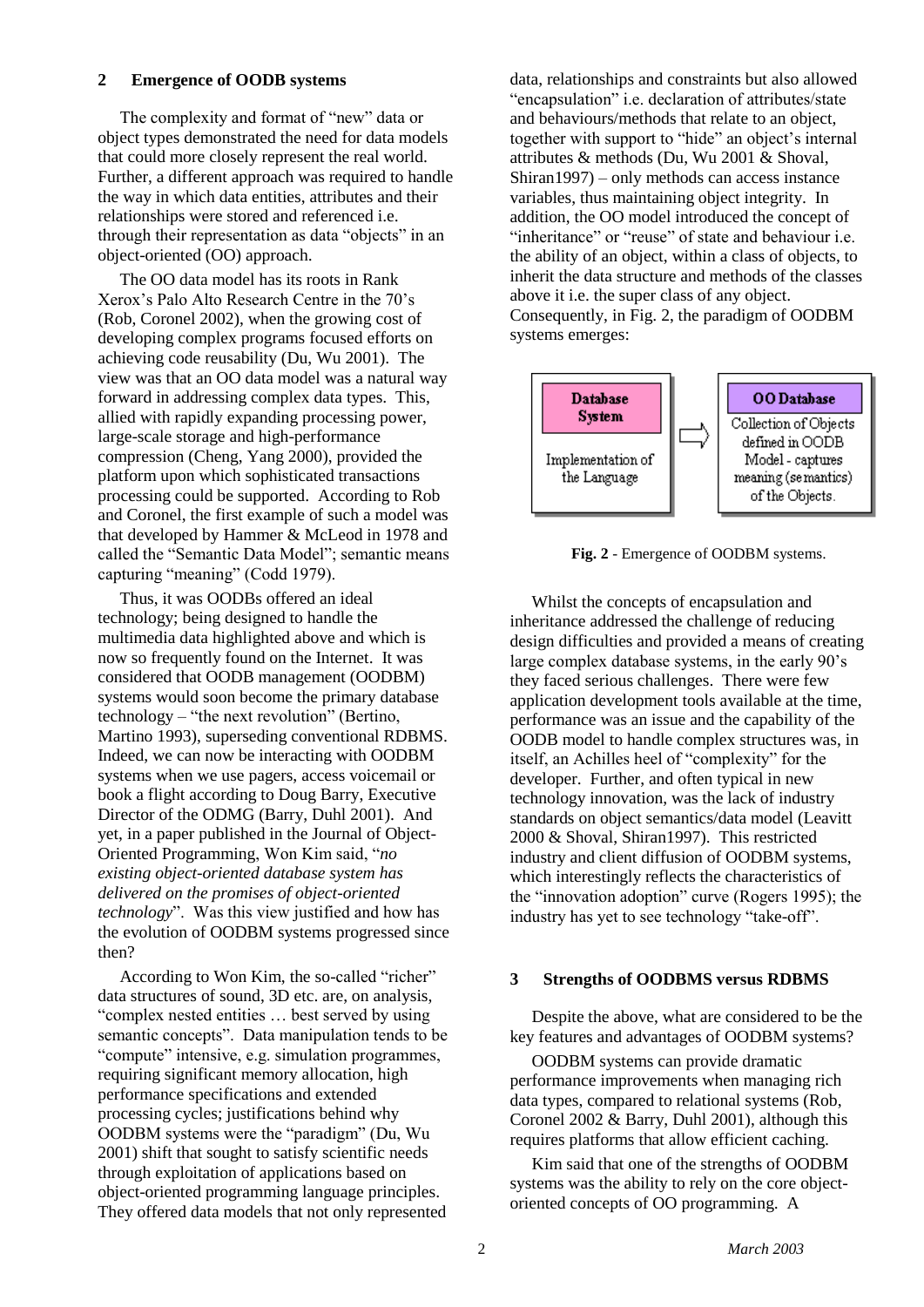## 2 Emergence of OODB systems

The complexity and format of "new" data or object types demonstrated the need for data models that could more closely represent the real world. Further, a different approach was required to handle the way in which data entities, attributes and their relationships were stored and referenced i.e. through their representation as data "objects" in an object-oriented (OO) approach.

The OO data model has its roots in Rank Xerox's Palo Alto Research Centre in the 70's (Rob, Coronel 2002), when the growing cost of developing complex programs focused efforts on achieving code reusability (Du, Wu 2001). The view was that an OO data model was a natural way forward in addressing complex data types. This, allied with rapidly expanding processing power, large-scale storage and high-performance compression (Cheng, Yang 2000), provided the platform upon which sophisticated transactions processing could be supported. According to Rob and Coronel, the first example of such a model was that developed by Hammer & McLeod in 1978 and called the "Semantic Data Model"; semantic means capturing "meaning" (Codd 1979).

Thus, it was OODBs offered an ideal technology; being designed to handle the multimedia data highlighted above and which is now so frequently found on the Internet. It was considered that OODB management (OODBM) systems would soon become the primary database technology – "the next revolution" (Bertino, Martino 1993), superseding conventional RDBMS. Indeed, we can now be interacting with OODBM systems when we use pagers, access voicemail or book a flight according to Doug Barry, Executive Director of the ODMG (Barry, Duhl 2001). And yet, in a paper published in the Journal of Object-Oriented Programming, Won Kim said, "*no existing object-oriented database system has delivered on the promises of object-oriented technology*". Was this view justified and how has the evolution of OODBM systems progressed since then?

According to Won Kim, the so-called "richer" data structures of sound, 3D etc. are, on analysis, "complex nested entities … best served by using semantic concepts". Data manipulation tends to be "compute" intensive, e.g. simulation programmes, requiring significant memory allocation, high performance specifications and extended processing cycles; justifications behind why OODBM systems were the "paradigm" (Du, Wu 2001) shift that sought to satisfy scientific needs through exploitation of applications based on object-oriented programming language principles. They offered data models that not only represented data, relationships and constraints but also allowed "encapsulation" i.e. declaration of attributes/state and behaviours/methods that relate to an object, together with support to "hide" an object's internal attributes & methods (Du, Wu 2001 & Shoval, Shiran1997) – only methods can access instance variables, thus maintaining object integrity. In addition, the OO model introduced the concept of "inheritance" or "reuse" of state and behaviour i.e. the ability of an object, within a class of objects, to inherit the data structure and methods of the classes above it i.e. the super class of any object. Consequently, in Fig. 2, the paradigm of OODBM systems emerges:

| Database System | ⇨ | OO Database |
|---|---|---|
| Implementation of the Language | | Collection of Objects defined in OODB Model - captures meaning (semantics) of the Objects. |

**Fig. 2** - Emergence of OODBM systems.

Whilst the concepts of encapsulation and inheritance addressed the challenge of reducing design difficulties and provided a means of creating large complex database systems, in the early 90's they faced serious challenges. There were few application development tools available at the time, performance was an issue and the capability of the OODB model to handle complex structures was, in itself, an Achilles heel of "complexity" for the developer. Further, and often typical in new technology innovation, was the lack of industry standards on object semantics/data model (Leavitt 2000 & Shoval, Shiran1997). This restricted industry and client diffusion of OODBM systems, which interestingly reflects the characteristics of the "innovation adoption" curve (Rogers 1995); the industry has yet to see technology "take-off".

## 3 Strengths of OODBMS versus RDBMS

Despite the above, what are considered to be the key features and advantages of OODBM systems?

OODBM systems can provide dramatic performance improvements when managing rich data types, compared to relational systems (Rob, Coronel 2002 & Barry, Duhl 2001), although this requires platforms that allow efficient caching.

Kim said that one of the strengths of OODBM systems was the ability to rely on the core object-oriented concepts of OO programming. A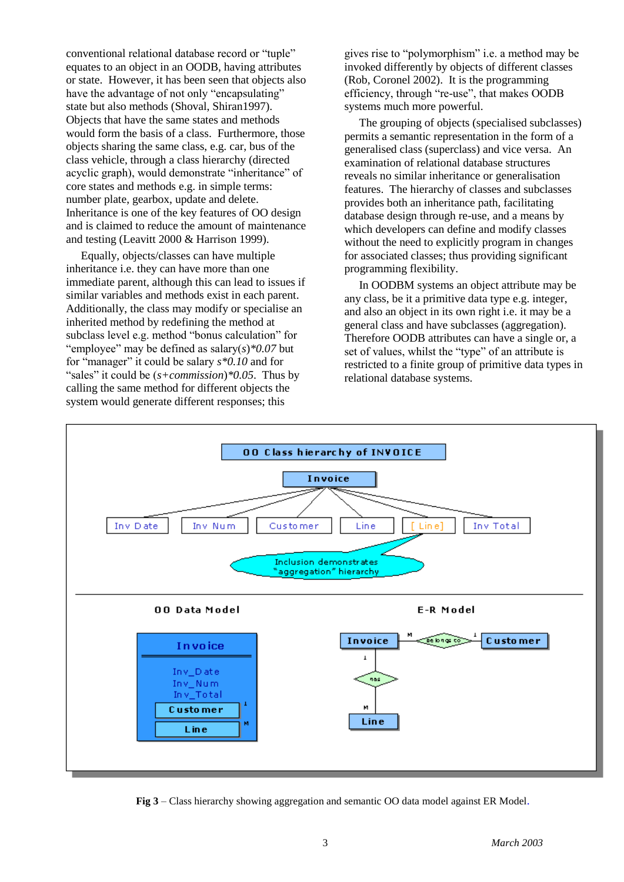conventional relational database record or "tuple" equates to an object in an OODB, having attributes or state. However, it has been seen that objects also have the advantage of not only "encapsulating" state but also methods (Shoval, Shiran1997). Objects that have the same states and methods would form the basis of a class. Furthermore, those objects sharing the same class, e.g. car, bus of the class vehicle, through a class hierarchy (directed acyclic graph), would demonstrate "inheritance" of core states and methods e.g. in simple terms: number plate, gearbox, update and delete. Inheritance is one of the key features of OO design and is claimed to reduce the amount of maintenance and testing (Leavitt 2000 & Harrison 1999).

Equally, objects/classes can have multiple inheritance i.e. they can have more than one immediate parent, although this can lead to issues if similar variables and methods exist in each parent. Additionally, the class may modify or specialise an inherited method by redefining the method at subclass level e.g. method "bonus calculation" for "employee" may be defined as salary(*s*)*\*0.07* but for "manager" it could be salary *s\*0.10* and for "sales" it could be (*s+commission*)*\*0.05*. Thus by calling the same method for different objects the system would generate different responses; this gives rise to "polymorphism" i.e. a method may be invoked differently by objects of different classes (Rob, Coronel 2002). It is the programming efficiency, through "re-use", that makes OODB systems much more powerful.

The grouping of objects (specialised subclasses) permits a semantic representation in the form of a generalised class (superclass) and vice versa. An examination of relational database structures reveals no similar inheritance or generalisation features. The hierarchy of classes and subclasses provides both an inheritance path, facilitating database design through re-use, and a means by which developers can define and modify classes without the need to explicitly program in changes for associated classes; thus providing significant programming flexibility.

In OODBM systems an object attribute may be any class, be it a primitive data type e.g. integer, and also an object in its own right i.e. it may be a general class and have subclasses (aggregation). Therefore OODB attributes can have a single or, a set of values, whilst the "type" of an attribute is restricted to a finite group of primitive data types in relational database systems.

**Fig 3** – Class hierarchy showing aggregation and semantic OO data model against ER Model.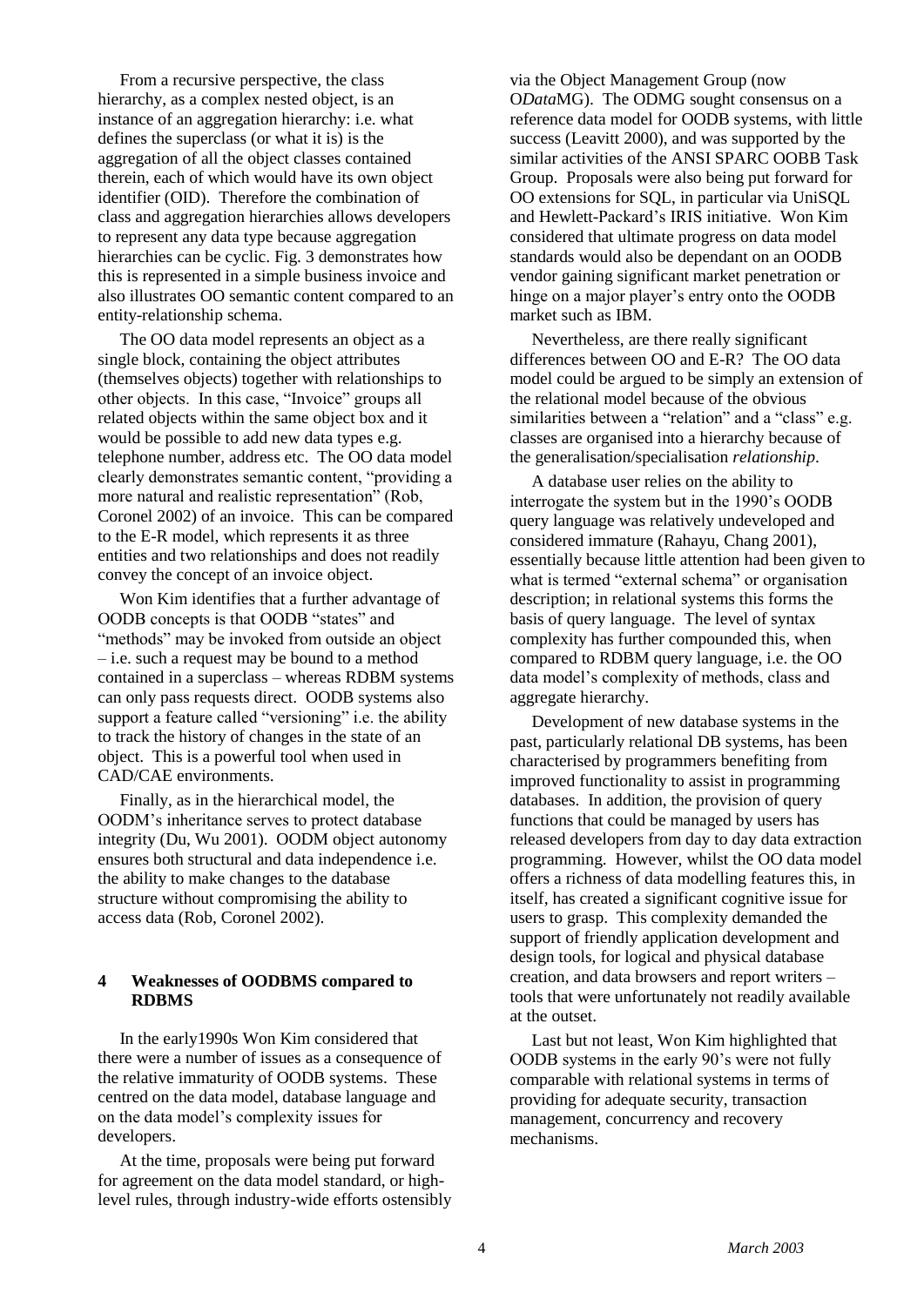From a recursive perspective, the class hierarchy, as a complex nested object, is an instance of an aggregation hierarchy: i.e. what defines the superclass (or what it is) is the aggregation of all the object classes contained therein, each of which would have its own object identifier (OID). Therefore the combination of class and aggregation hierarchies allows developers to represent any data type because aggregation hierarchies can be cyclic. Fig. 3 demonstrates how this is represented in a simple business invoice and also illustrates OO semantic content compared to an entity-relationship schema.

The OO data model represents an object as a single block, containing the object attributes (themselves objects) together with relationships to other objects. In this case, "Invoice" groups all related objects within the same object box and it would be possible to add new data types e.g. telephone number, address etc. The OO data model clearly demonstrates semantic content, "providing a more natural and realistic representation" (Rob, Coronel 2002) of an invoice. This can be compared to the E-R model, which represents it as three entities and two relationships and does not readily convey the concept of an invoice object.

Won Kim identifies that a further advantage of OODB concepts is that OODB "states" and "methods" may be invoked from outside an object – i.e. such a request may be bound to a method contained in a superclass – whereas RDBM systems can only pass requests direct. OODB systems also support a feature called "versioning" i.e. the ability to track the history of changes in the state of an object. This is a powerful tool when used in CAD/CAE environments.

Finally, as in the hierarchical model, the OODM's inheritance serves to protect database integrity (Du, Wu 2001). OODM object autonomy ensures both structural and data independence i.e. the ability to make changes to the database structure without compromising the ability to access data (Rob, Coronel 2002).

## 4 Weaknesses of OODBMS compared to RDBMS

In the early1990s Won Kim considered that there were a number of issues as a consequence of the relative immaturity of OODB systems. These centred on the data model, database language and on the data model's complexity issues for developers.

At the time, proposals were being put forward for agreement on the data model standard, or high-level rules, through industry-wide efforts ostensibly via the Object Management Group (now O*Data*MG). The ODMG sought consensus on a reference data model for OODB systems, with little success (Leavitt 2000), and was supported by the similar activities of the ANSI SPARC OOBB Task Group. Proposals were also being put forward for OO extensions for SQL, in particular via UniSQL and Hewlett-Packard's IRIS initiative. Won Kim considered that ultimate progress on data model standards would also be dependant on an OODB vendor gaining significant market penetration or hinge on a major player's entry onto the OODB market such as IBM.

Nevertheless, are there really significant differences between OO and E-R? The OO data model could be argued to be simply an extension of the relational model because of the obvious similarities between a "relation" and a "class" e.g. classes are organised into a hierarchy because of the generalisation/specialisation *relationship*.

A database user relies on the ability to interrogate the system but in the 1990's OODB query language was relatively undeveloped and considered immature (Rahayu, Chang 2001), essentially because little attention had been given to what is termed "external schema" or organisation description; in relational systems this forms the basis of query language. The level of syntax complexity has further compounded this, when compared to RDBM query language, i.e. the OO data model's complexity of methods, class and aggregate hierarchy.

Development of new database systems in the past, particularly relational DB systems, has been characterised by programmers benefiting from improved functionality to assist in programming databases. In addition, the provision of query functions that could be managed by users has released developers from day to day data extraction programming. However, whilst the OO data model offers a richness of data modelling features this, in itself, has created a significant cognitive issue for users to grasp. This complexity demanded the support of friendly application development and design tools, for logical and physical database creation, and data browsers and report writers – tools that were unfortunately not readily available at the outset.

Last but not least, Won Kim highlighted that OODB systems in the early 90's were not fully comparable with relational systems in terms of providing for adequate security, transaction management, concurrency and recovery mechanisms.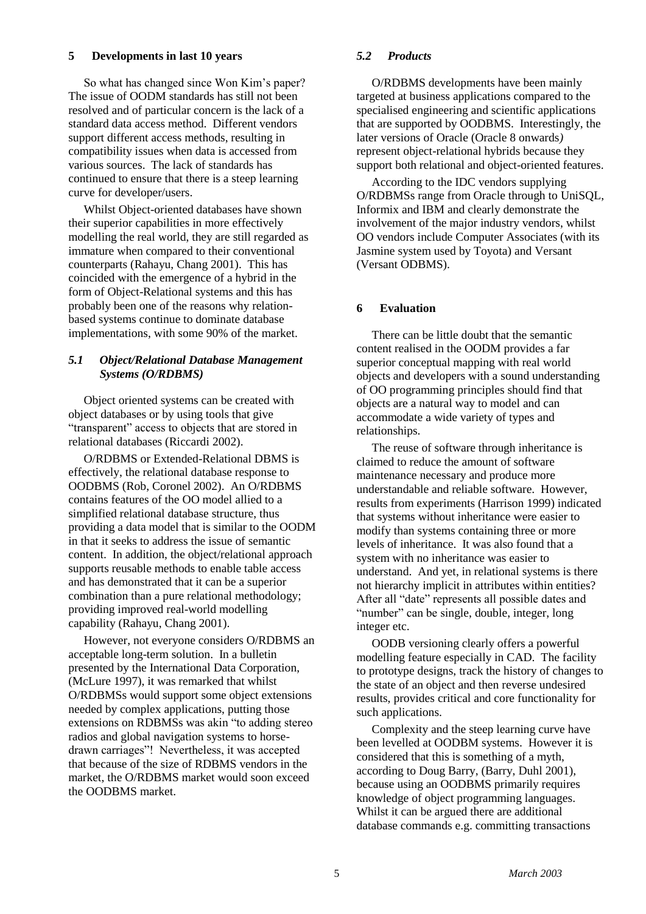## 5 Developments in last 10 years

So what has changed since Won Kim's paper? The issue of OODM standards has still not been resolved and of particular concern is the lack of a standard data access method. Different vendors support different access methods, resulting in compatibility issues when data is accessed from various sources. The lack of standards has continued to ensure that there is a steep learning curve for developer/users.

Whilst Object-oriented databases have shown their superior capabilities in more effectively modelling the real world, they are still regarded as immature when compared to their conventional counterparts (Rahayu, Chang 2001). This has coincided with the emergence of a hybrid in the form of Object-Relational systems and this has probably been one of the reasons why relation-based systems continue to dominate database implementations, with some 90% of the market.

### *5.1 Object/Relational Database Management Systems (O/RDBMS)*

Object oriented systems can be created with object databases or by using tools that give "transparent" access to objects that are stored in relational databases (Riccardi 2002).

O/RDBMS or Extended-Relational DBMS is effectively, the relational database response to OODBMS (Rob, Coronel 2002). An O/RDBMS contains features of the OO model allied to a simplified relational database structure, thus providing a data model that is similar to the OODM in that it seeks to address the issue of semantic content. In addition, the object/relational approach supports reusable methods to enable table access and has demonstrated that it can be a superior combination than a pure relational methodology; providing improved real-world modelling capability (Rahayu, Chang 2001).

However, not everyone considers O/RDBMS an acceptable long-term solution. In a bulletin presented by the International Data Corporation, (McLure 1997), it was remarked that whilst O/RDBMSs would support some object extensions needed by complex applications, putting those extensions on RDBMSs was akin "to adding stereo radios and global navigation systems to horse-drawn carriages"! Nevertheless, it was accepted that because of the size of RDBMS vendors in the market, the O/RDBMS market would soon exceed the OODBMS market.

### *5.2 Products*

O/RDBMS developments have been mainly targeted at business applications compared to the specialised engineering and scientific applications that are supported by OODBMS. Interestingly, the later versions of Oracle (Oracle 8 onwards*)* represent object-relational hybrids because they support both relational and object-oriented features.

According to the IDC vendors supplying O/RDBMSs range from Oracle through to UniSQL, Informix and IBM and clearly demonstrate the involvement of the major industry vendors, whilst OO vendors include Computer Associates (with its Jasmine system used by Toyota) and Versant (Versant ODBMS).

## 6 Evaluation

There can be little doubt that the semantic content realised in the OODM provides a far superior conceptual mapping with real world objects and developers with a sound understanding of OO programming principles should find that objects are a natural way to model and can accommodate a wide variety of types and relationships.

The reuse of software through inheritance is claimed to reduce the amount of software maintenance necessary and produce more understandable and reliable software. However, results from experiments (Harrison 1999) indicated that systems without inheritance were easier to modify than systems containing three or more levels of inheritance. It was also found that a system with no inheritance was easier to understand. And yet, in relational systems is there not hierarchy implicit in attributes within entities? After all "date" represents all possible dates and "number" can be single, double, integer, long integer etc.

OODB versioning clearly offers a powerful modelling feature especially in CAD. The facility to prototype designs, track the history of changes to the state of an object and then reverse undesired results, provides critical and core functionality for such applications.

Complexity and the steep learning curve have been levelled at OODBM systems. However it is considered that this is something of a myth, according to Doug Barry, (Barry, Duhl 2001), because using an OODBMS primarily requires knowledge of object programming languages. Whilst it can be argued there are additional database commands e.g. committing transactions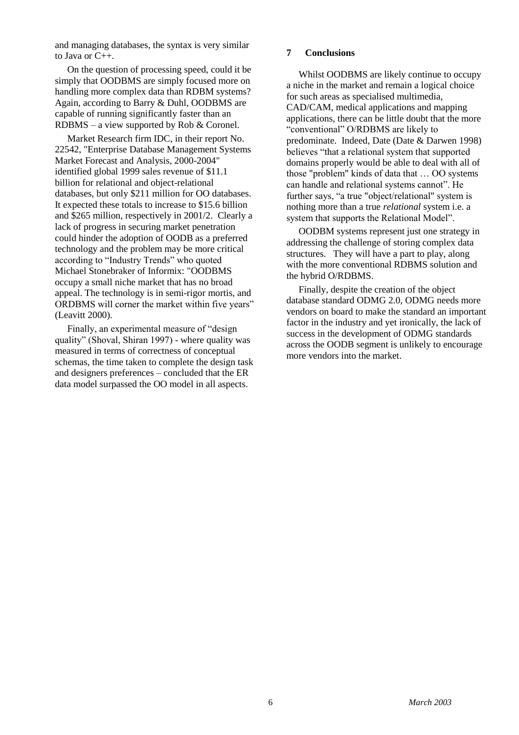and managing databases, the syntax is very similar to Java or C++.

On the question of processing speed, could it be simply that OODBMS are simply focused more on handling more complex data than RDBM systems? Again, according to Barry & Duhl, OODBMS are capable of running significantly faster than an RDBMS – a view supported by Rob & Coronel.

Market Research firm IDC, in their report No. 22542, "Enterprise Database Management Systems Market Forecast and Analysis, 2000-2004" identified global 1999 sales revenue of $11.1 billion for relational and object-relational databases, but only $211 million for OO databases. It expected these totals to increase to $15.6 billion and $265 million, respectively in 2001/2. Clearly a lack of progress in securing market penetration could hinder the adoption of OODB as a preferred technology and the problem may be more critical according to "Industry Trends" who quoted Michael Stonebraker of Informix: "OODBMS occupy a small niche market that has no broad appeal. The technology is in semi-rigor mortis, and ORDBMS will corner the market within five years" (Leavitt 2000).

Finally, an experimental measure of "design quality" (Shoval, Shiran 1997) - where quality was measured in terms of correctness of conceptual schemas, the time taken to complete the design task and designers preferences – concluded that the ER data model surpassed the OO model in all aspects.

## 7 Conclusions

Whilst OODBMS are likely continue to occupy a niche in the market and remain a logical choice for such areas as specialised multimedia, CAD/CAM, medical applications and mapping applications, there can be little doubt that the more "conventional" O/RDBMS are likely to predominate. Indeed, Date (Date & Darwen 1998) believes "that a relational system that supported domains properly would be able to deal with all of those "problem" kinds of data that … OO systems can handle and relational systems cannot". He further says, "a true "object/relational" system is nothing more than a true *relational* system i.e. a system that supports the Relational Model".

OODBM systems represent just one strategy in addressing the challenge of storing complex data structures. They will have a part to play, along with the more conventional RDBMS solution and the hybrid O/RDBMS.

Finally, despite the creation of the object database standard ODMG 2.0, ODMG needs more vendors on board to make the standard an important factor in the industry and yet ironically, the lack of success in the development of ODMG standards across the OODB segment is unlikely to encourage more vendors into the market.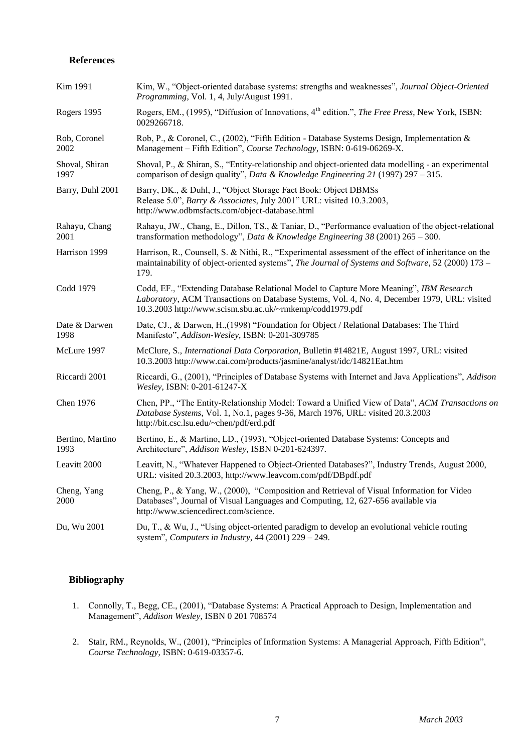## References

| | |
|---|---|
| Kim 1991 | Kim, W., "Object-oriented database systems: strengths and weaknesses", *Journal Object-Oriented Programming*, Vol. 1, 4, July/August 1991. |
| Rogers 1995 | Rogers, EM., (1995), "Diffusion of Innovations, 4th edition.", *The Free Press*, New York, ISBN: 0029266718. |
| Rob, Coronel 2002 | Rob, P., & Coronel, C., (2002), "Fifth Edition - Database Systems Design, Implementation & Management – Fifth Edition", *Course Technology*, ISBN: 0-619-06269-X. |
| Shoval, Shiran 1997 | Shoval, P., & Shiran, S., "Entity-relationship and object-oriented data modelling - an experimental comparison of design quality", *Data & Knowledge Engineering 21* (1997) 297 – 315. |
| Barry, Duhl 2001 | Barry, DK., & Duhl, J., "Object Storage Fact Book: Object DBMSs Release 5.0", *Barry & Associates*, July 2001" URL: visited 10.3.2003, http://www.odbmsfacts.com/object-database.html |
| Rahayu, Chang 2001 | Rahayu, JW., Chang, E., Dillon, TS., & Taniar, D., "Performance evaluation of the object-relational transformation methodology", *Data & Knowledge Engineering 38* (2001) 265 – 300. |
| Harrison 1999 | Harrison, R., Counsell, S. & Nithi, R., "Experimental assessment of the effect of inheritance on the maintainability of object-oriented systems", *The Journal of Systems and Software*, 52 (2000) 173 – 179. |
| Codd 1979 | Codd, EF., "Extending Database Relational Model to Capture More Meaning", *IBM Research Laboratory*, ACM Transactions on Database Systems, Vol. 4, No. 4, December 1979, URL: visited 10.3.2003 http://www.scism.sbu.ac.uk/~rmkemp/codd1979.pdf |
| Date & Darwen 1998 | Date, CJ., & Darwen, H.,(1998) "Foundation for Object / Relational Databases: The Third Manifesto", *Addison-Wesley*, ISBN: 0-201-309785 |
| McLure 1997 | McClure, S., *International Data Corporation*, Bulletin #14821E, August 1997, URL: visited 10.3.2003 http://www.cai.com/products/jasmine/analyst/idc/14821Eat.htm |
| Riccardi 2001 | Riccardi, G., (2001), "Principles of Database Systems with Internet and Java Applications", *Addison Wesley*, ISBN: 0-201-61247-X |
| Chen 1976 | Chen, PP., "The Entity-Relationship Model: Toward a Unified View of Data", *ACM Transactions on Database Systems*, Vol. 1, No.1, pages 9-36, March 1976, URL: visited 20.3.2003 http://bit.csc.lsu.edu/~chen/pdf/erd.pdf |
| Bertino, Martino 1993 | Bertino, E., & Martino, LD., (1993), "Object-oriented Database Systems: Concepts and Architecture", *Addison Wesley*, ISBN 0-201-624397. |
| Leavitt 2000 | Leavitt, N., "Whatever Happened to Object-Oriented Databases?", Industry Trends, August 2000, URL: visited 20.3.2003, http://www.leavcom.com/pdf/DBpdf.pdf |
| Cheng, Yang 2000 | Cheng, P., & Yang, W., (2000), "Composition and Retrieval of Visual Information for Video Databases", Journal of Visual Languages and Computing, 12, 627-656 available via http://www.sciencedirect.com/science. |
| Du, Wu 2001 | Du, T., & Wu, J., "Using object-oriented paradigm to develop an evolutional vehicle routing system", *Computers in Industry*, 44 (2001) 229 – 249. |

## Bibliography

1. Connolly, T., Begg, CE., (2001), "Database Systems: A Practical Approach to Design, Implementation and Management", *Addison Wesley*, ISBN 0 201 708574

2. Stair, RM., Reynolds, W., (2001), "Principles of Information Systems: A Managerial Approach, Fifth Edition", *Course Technology*, ISBN: 0-619-03357-6.